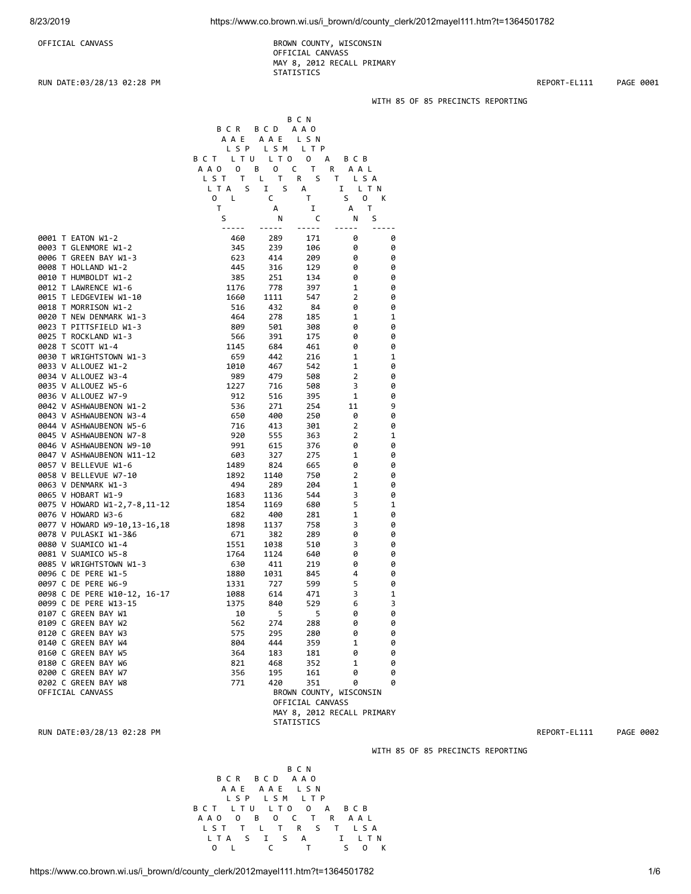OFFICIAL CANVASS

BROWN COUNTY, WISCONSIN
OFFICIAL CANVASS
MAY 8, 2012 RECALL PRIMARY
STATISTICS

RUN DATE:03/28/13 02:28 PM — REPORT-EL111 — PAGE 0001

WITH 85 OF 85 PRECINCTS REPORTING

| Precinct | BALLOTS CAST TOTAL | BALLOTS CAST REPUBLICAN | BALLOTS CAST DEMOCRATIC | BALLOTS CAST NONPARTISAN | BALLOTS CAST BLANK |
|---|---|---|---|---|---|
| 0001 T EATON W1-2 | 460 | 289 | 171 | 0 | 0 |
| 0003 T GLENMORE W1-2 | 345 | 239 | 106 | 0 | 0 |
| 0006 T GREEN BAY W1-3 | 623 | 414 | 209 | 0 | 0 |
| 0008 T HOLLAND W1-2 | 445 | 316 | 129 | 0 | 0 |
| 0010 T HUMBOLDT W1-2 | 385 | 251 | 134 | 0 | 0 |
| 0012 T LAWRENCE W1-6 | 1176 | 778 | 397 | 1 | 0 |
| 0015 T LEDGEVIEW W1-10 | 1660 | 1111 | 547 | 2 | 0 |
| 0018 T MORRISON W1-2 | 516 | 432 | 84 | 0 | 0 |
| 0020 T NEW DENMARK W1-3 | 464 | 278 | 185 | 1 | 1 |
| 0023 T PITTSFIELD W1-3 | 809 | 501 | 308 | 0 | 0 |
| 0025 T ROCKLAND W1-3 | 566 | 391 | 175 | 0 | 0 |
| 0028 T SCOTT W1-4 | 1145 | 684 | 461 | 0 | 0 |
| 0030 T WRIGHTSTOWN W1-3 | 659 | 442 | 216 | 1 | 1 |
| 0033 V ALLOUEZ W1-2 | 1010 | 467 | 542 | 1 | 0 |
| 0034 V ALLOUEZ W3-4 | 989 | 479 | 508 | 2 | 0 |
| 0035 V ALLOUEZ W5-6 | 1227 | 716 | 508 | 3 | 0 |
| 0036 V ALLOUEZ W7-9 | 912 | 516 | 395 | 1 | 0 |
| 0042 V ASHWAUBENON W1-2 | 536 | 271 | 254 | 11 | 9 |
| 0043 V ASHWAUBENON W3-4 | 650 | 400 | 250 | 0 | 0 |
| 0044 V ASHWAUBENON W5-6 | 716 | 413 | 301 | 2 | 0 |
| 0045 V ASHWAUBENON W7-8 | 920 | 555 | 363 | 2 | 1 |
| 0046 V ASHWAUBENON W9-10 | 991 | 615 | 376 | 0 | 0 |
| 0047 V ASHWAUBENON W11-12 | 603 | 327 | 275 | 1 | 0 |
| 0057 V BELLEVUE W1-6 | 1489 | 824 | 665 | 0 | 0 |
| 0058 V BELLEVUE W7-10 | 1892 | 1140 | 750 | 2 | 0 |
| 0063 V DENMARK W1-3 | 494 | 289 | 204 | 1 | 0 |
| 0065 V HOBART W1-9 | 1683 | 1136 | 544 | 3 | 0 |
| 0075 V HOWARD W1-2,7-8,11-12 | 1854 | 1169 | 680 | 5 | 1 |
| 0076 V HOWARD W3-6 | 682 | 400 | 281 | 1 | 0 |
| 0077 V HOWARD W9-10,13-16,18 | 1898 | 1137 | 758 | 3 | 0 |
| 0078 V PULASKI W1-3&6 | 671 | 382 | 289 | 0 | 0 |
| 0080 V SUAMICO W1-4 | 1551 | 1038 | 510 | 3 | 0 |
| 0081 V SUAMICO W5-8 | 1764 | 1124 | 640 | 0 | 0 |
| 0085 V WRIGHTSTOWN W1-3 | 630 | 411 | 219 | 0 | 0 |
| 0096 C DE PERE W1-5 | 1880 | 1031 | 845 | 4 | 0 |
| 0097 C DE PERE W6-9 | 1331 | 727 | 599 | 5 | 0 |
| 0098 C DE PERE W10-12, 16-17 | 1088 | 614 | 471 | 3 | 1 |
| 0099 C DE PERE W13-15 | 1375 | 840 | 529 | 6 | 3 |
| 0107 C GREEN BAY W1 | 10 | 5 | 5 | 0 | 0 |
| 0109 C GREEN BAY W2 | 562 | 274 | 288 | 0 | 0 |
| 0120 C GREEN BAY W3 | 575 | 295 | 280 | 0 | 0 |
| 0140 C GREEN BAY W4 | 804 | 444 | 359 | 1 | 0 |
| 0160 C GREEN BAY W5 | 364 | 183 | 181 | 0 | 0 |
| 0180 C GREEN BAY W6 | 821 | 468 | 352 | 1 | 0 |
| 0200 C GREEN BAY W7 | 356 | 195 | 161 | 0 | 0 |
| 0202 C GREEN BAY W8 | 771 | 420 | 351 | 0 | 0 |

OFFICIAL CANVASS

BROWN COUNTY, WISCONSIN
OFFICIAL CANVASS
MAY 8, 2012 RECALL PRIMARY
STATISTICS

RUN DATE:03/28/13 02:28 PM — REPORT-EL111 — PAGE 0002

WITH 85 OF 85 PRECINCTS REPORTING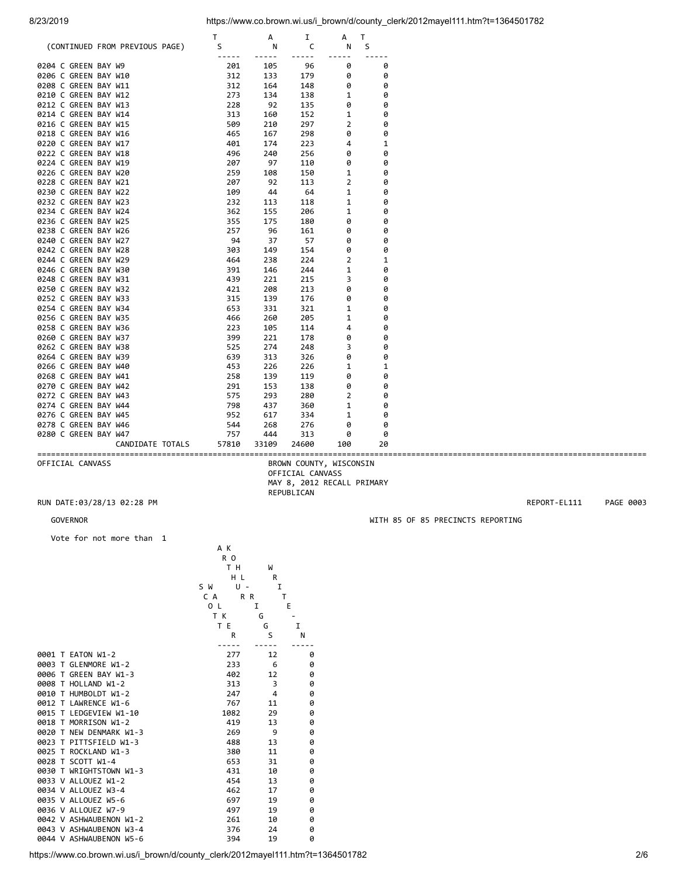(CONTINUED FROM PREVIOUS PAGE)

| | TOTALS | TOTAL ANTI | TOTAL INC | AN | TS |
|---|---|---|---|---|---|
| | ----- | ----- | ----- | ----- | ----- |
| 0204 C GREEN BAY W9 | 201 | 105 | 96 | 0 | 0 |
| 0206 C GREEN BAY W10 | 312 | 133 | 179 | 0 | 0 |
| 0208 C GREEN BAY W11 | 312 | 164 | 148 | 0 | 0 |
| 0210 C GREEN BAY W12 | 273 | 134 | 138 | 1 | 0 |
| 0212 C GREEN BAY W13 | 228 | 92 | 135 | 0 | 0 |
| 0214 C GREEN BAY W14 | 313 | 160 | 152 | 1 | 0 |
| 0216 C GREEN BAY W15 | 509 | 210 | 297 | 2 | 0 |
| 0218 C GREEN BAY W16 | 465 | 167 | 298 | 0 | 0 |
| 0220 C GREEN BAY W17 | 401 | 174 | 223 | 4 | 1 |
| 0222 C GREEN BAY W18 | 496 | 240 | 256 | 0 | 0 |
| 0224 C GREEN BAY W19 | 207 | 97 | 110 | 0 | 0 |
| 0226 C GREEN BAY W20 | 259 | 108 | 150 | 1 | 0 |
| 0228 C GREEN BAY W21 | 207 | 92 | 113 | 2 | 0 |
| 0230 C GREEN BAY W22 | 109 | 44 | 64 | 1 | 0 |
| 0232 C GREEN BAY W23 | 232 | 113 | 118 | 1 | 0 |
| 0234 C GREEN BAY W24 | 362 | 155 | 206 | 1 | 0 |
| 0236 C GREEN BAY W25 | 355 | 175 | 180 | 0 | 0 |
| 0238 C GREEN BAY W26 | 257 | 96 | 161 | 0 | 0 |
| 0240 C GREEN BAY W27 | 94 | 37 | 57 | 0 | 0 |
| 0242 C GREEN BAY W28 | 303 | 149 | 154 | 0 | 0 |
| 0244 C GREEN BAY W29 | 464 | 238 | 224 | 2 | 1 |
| 0246 C GREEN BAY W30 | 391 | 146 | 244 | 1 | 0 |
| 0248 C GREEN BAY W31 | 439 | 221 | 215 | 3 | 0 |
| 0250 C GREEN BAY W32 | 421 | 208 | 213 | 0 | 0 |
| 0252 C GREEN BAY W33 | 315 | 139 | 176 | 0 | 0 |
| 0254 C GREEN BAY W34 | 653 | 331 | 321 | 1 | 0 |
| 0256 C GREEN BAY W35 | 466 | 260 | 205 | 1 | 0 |
| 0258 C GREEN BAY W36 | 223 | 105 | 114 | 4 | 0 |
| 0260 C GREEN BAY W37 | 399 | 221 | 178 | 0 | 0 |
| 0262 C GREEN BAY W38 | 525 | 274 | 248 | 3 | 0 |
| 0264 C GREEN BAY W39 | 639 | 313 | 326 | 0 | 0 |
| 0266 C GREEN BAY W40 | 453 | 226 | 226 | 1 | 1 |
| 0268 C GREEN BAY W41 | 258 | 139 | 119 | 0 | 0 |
| 0270 C GREEN BAY W42 | 291 | 153 | 138 | 0 | 0 |
| 0272 C GREEN BAY W43 | 575 | 293 | 280 | 2 | 0 |
| 0274 C GREEN BAY W44 | 798 | 437 | 360 | 1 | 0 |
| 0276 C GREEN BAY W45 | 952 | 617 | 334 | 1 | 0 |
| 0278 C GREEN BAY W46 | 544 | 268 | 276 | 0 | 0 |
| 0280 C GREEN BAY W47 | 757 | 444 | 313 | 0 | 0 |
| CANDIDATE TOTALS | 57810 | 33109 | 24600 | 100 | 20 |

OFFICIAL CANVASS

BROWN COUNTY, WISCONSIN
OFFICIAL CANVASS
MAY 8, 2012 RECALL PRIMARY
REPUBLICAN

RUN DATE:03/28/13 02:28 PM

REPORT-EL111 PAGE 0003

GOVERNOR

WITH 85 OF 85 PRECINCTS REPORTING

Vote for not more than 1

| | SCOTT WALKER | ARTHUR KOHL-RIGGS | WRITE-IN |
|---|---|---|---|
| | ----- | ----- | ----- |
| 0001 T EATON W1-2 | 277 | 12 | 0 |
| 0003 T GLENMORE W1-2 | 233 | 6 | 0 |
| 0006 T GREEN BAY W1-3 | 402 | 12 | 0 |
| 0008 T HOLLAND W1-2 | 313 | 3 | 0 |
| 0010 T HUMBOLDT W1-2 | 247 | 4 | 0 |
| 0012 T LAWRENCE W1-6 | 767 | 11 | 0 |
| 0015 T LEDGEVIEW W1-10 | 1082 | 29 | 0 |
| 0018 T MORRISON W1-2 | 419 | 13 | 0 |
| 0020 T NEW DENMARK W1-3 | 269 | 9 | 0 |
| 0023 T PITTSFIELD W1-3 | 488 | 13 | 0 |
| 0025 T ROCKLAND W1-3 | 380 | 11 | 0 |
| 0028 T SCOTT W1-4 | 653 | 31 | 0 |
| 0030 T WRIGHTSTOWN W1-3 | 431 | 10 | 0 |
| 0033 V ALLOUEZ W1-2 | 454 | 13 | 0 |
| 0034 V ALLOUEZ W3-4 | 462 | 17 | 0 |
| 0035 V ALLOUEZ W5-6 | 697 | 19 | 0 |
| 0036 V ALLOUEZ W7-9 | 497 | 19 | 0 |
| 0042 V ASHWAUBENON W1-2 | 261 | 10 | 0 |
| 0043 V ASHWAUBENON W3-4 | 376 | 24 | 0 |
| 0044 V ASHWAUBENON W5-6 | 394 | 19 | 0 |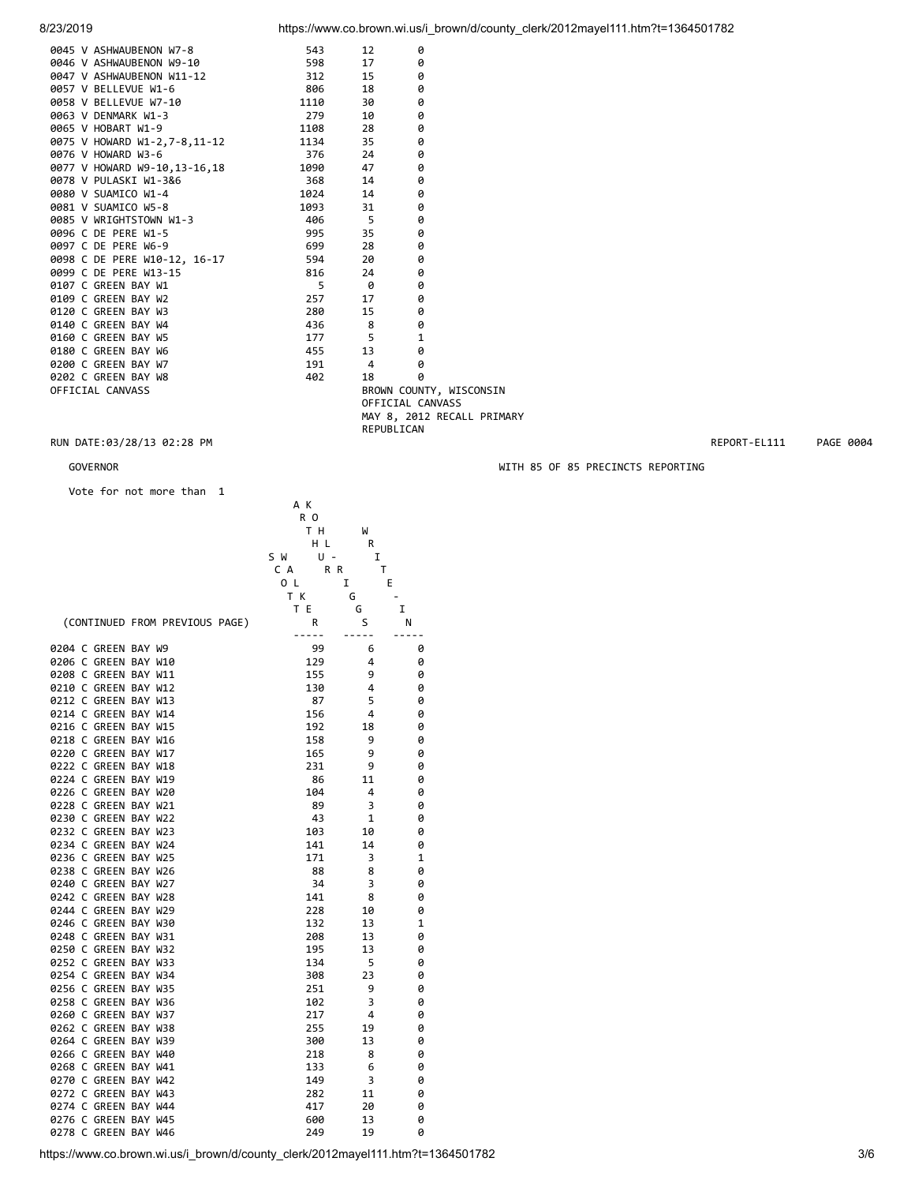| Precinct | ARTHUR KOHL-RIGGS | SCOTT WALKER | WRITE-IN |
|---|---|---|---|
| 0045 V ASHWAUBENON W7-8 | 543 | 12 | 0 |
| 0046 V ASHWAUBENON W9-10 | 598 | 17 | 0 |
| 0047 V ASHWAUBENON W11-12 | 312 | 15 | 0 |
| 0057 V BELLEVUE W1-6 | 806 | 18 | 0 |
| 0058 V BELLEVUE W7-10 | 1110 | 30 | 0 |
| 0063 V DENMARK W1-3 | 279 | 10 | 0 |
| 0065 V HOBART W1-9 | 1108 | 28 | 0 |
| 0075 V HOWARD W1-2,7-8,11-12 | 1134 | 35 | 0 |
| 0076 V HOWARD W3-6 | 376 | 24 | 0 |
| 0077 V HOWARD W9-10,13-16,18 | 1090 | 47 | 0 |
| 0078 V PULASKI W1-3&6 | 368 | 14 | 0 |
| 0080 V SUAMICO W1-4 | 1024 | 14 | 0 |
| 0081 V SUAMICO W5-8 | 1093 | 31 | 0 |
| 0085 V WRIGHTSTOWN W1-3 | 406 | 5 | 0 |
| 0096 C DE PERE W1-5 | 995 | 35 | 0 |
| 0097 C DE PERE W6-9 | 699 | 28 | 0 |
| 0098 C DE PERE W10-12, 16-17 | 594 | 20 | 0 |
| 0099 C DE PERE W13-15 | 816 | 24 | 0 |
| 0107 C GREEN BAY W1 | 5 | 0 | 0 |
| 0109 C GREEN BAY W2 | 257 | 17 | 0 |
| 0120 C GREEN BAY W3 | 280 | 15 | 0 |
| 0140 C GREEN BAY W4 | 436 | 8 | 0 |
| 0160 C GREEN BAY W5 | 177 | 5 | 1 |
| 0180 C GREEN BAY W6 | 455 | 13 | 0 |
| 0200 C GREEN BAY W7 | 191 | 4 | 0 |
| 0202 C GREEN BAY W8 | 402 | 18 | 0 |

OFFICIAL CANVASS

BROWN COUNTY, WISCONSIN
OFFICIAL CANVASS
MAY 8, 2012 RECALL PRIMARY
REPUBLICAN

RUN DATE:03/28/13 02:28 PM REPORT-EL111 PAGE 0004

GOVERNOR WITH 85 OF 85 PRECINCTS REPORTING

Vote for not more than 1

| (CONTINUED FROM PREVIOUS PAGE) | ARTHUR KOHL-RIGGS | SCOTT WALKER | WRITE-IN |
|---|---|---|---|
| 0204 C GREEN BAY W9 | 99 | 6 | 0 |
| 0206 C GREEN BAY W10 | 129 | 4 | 0 |
| 0208 C GREEN BAY W11 | 155 | 9 | 0 |
| 0210 C GREEN BAY W12 | 130 | 4 | 0 |
| 0212 C GREEN BAY W13 | 87 | 5 | 0 |
| 0214 C GREEN BAY W14 | 156 | 4 | 0 |
| 0216 C GREEN BAY W15 | 192 | 18 | 0 |
| 0218 C GREEN BAY W16 | 158 | 9 | 0 |
| 0220 C GREEN BAY W17 | 165 | 9 | 0 |
| 0222 C GREEN BAY W18 | 231 | 9 | 0 |
| 0224 C GREEN BAY W19 | 86 | 11 | 0 |
| 0226 C GREEN BAY W20 | 104 | 4 | 0 |
| 0228 C GREEN BAY W21 | 89 | 3 | 0 |
| 0230 C GREEN BAY W22 | 43 | 1 | 0 |
| 0232 C GREEN BAY W23 | 103 | 10 | 0 |
| 0234 C GREEN BAY W24 | 141 | 14 | 0 |
| 0236 C GREEN BAY W25 | 171 | 3 | 1 |
| 0238 C GREEN BAY W26 | 88 | 8 | 0 |
| 0240 C GREEN BAY W27 | 34 | 3 | 0 |
| 0242 C GREEN BAY W28 | 141 | 8 | 0 |
| 0244 C GREEN BAY W29 | 228 | 10 | 0 |
| 0246 C GREEN BAY W30 | 132 | 13 | 1 |
| 0248 C GREEN BAY W31 | 208 | 13 | 0 |
| 0250 C GREEN BAY W32 | 195 | 13 | 0 |
| 0252 C GREEN BAY W33 | 134 | 5 | 0 |
| 0254 C GREEN BAY W34 | 308 | 23 | 0 |
| 0256 C GREEN BAY W35 | 251 | 9 | 0 |
| 0258 C GREEN BAY W36 | 102 | 3 | 0 |
| 0260 C GREEN BAY W37 | 217 | 4 | 0 |
| 0262 C GREEN BAY W38 | 255 | 19 | 0 |
| 0264 C GREEN BAY W39 | 300 | 13 | 0 |
| 0266 C GREEN BAY W40 | 218 | 8 | 0 |
| 0268 C GREEN BAY W41 | 133 | 6 | 0 |
| 0270 C GREEN BAY W42 | 149 | 3 | 0 |
| 0272 C GREEN BAY W43 | 282 | 11 | 0 |
| 0274 C GREEN BAY W44 | 417 | 20 | 0 |
| 0276 C GREEN BAY W45 | 600 | 13 | 0 |
| 0278 C GREEN BAY W46 | 249 | 19 | 0 |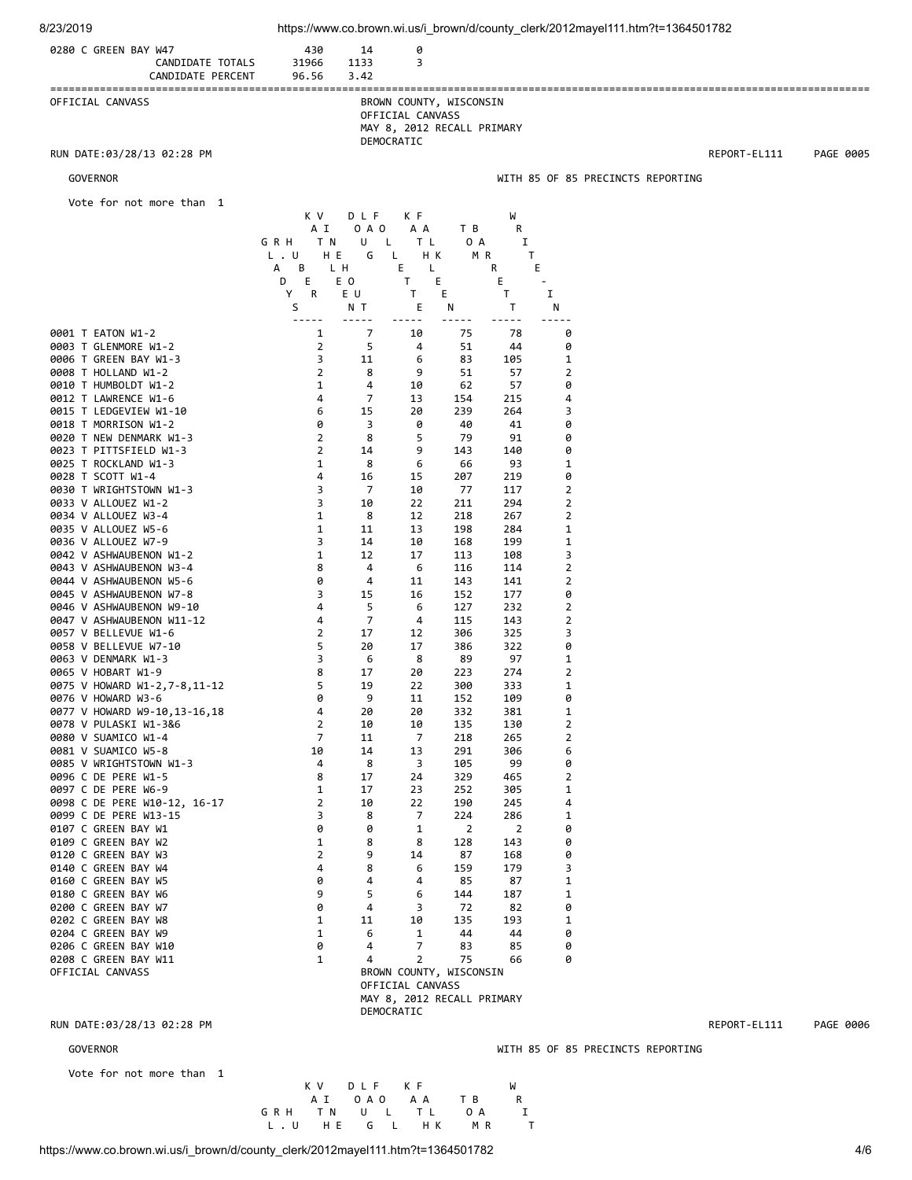| | | | |
|---|---|---|---|
| 0280 C GREEN BAY W47 | 430 | 14 | 0 |
| CANDIDATE TOTALS | 31966 | 1133 | 3 |
| CANDIDATE PERCENT | 96.56 | 3.42 | |

OFFICIAL CANVASS

BROWN COUNTY, WISCONSIN
OFFICIAL CANVASS
MAY 8, 2012 RECALL PRIMARY
DEMOCRATIC

RUN DATE:03/28/13 02:28 PM REPORT-EL111 PAGE 0005

GOVERNOR WITH 85 OF 85 PRECINCTS REPORTING

Vote for not more than 1

| | GLADYS HUBER | KATHLEEN VINEHOUT | DOUGLAS LA FOLLETTE | KATHLEEN FALK | TOM BARRETT | WRITE-IN |
|---|---|---|---|---|---|---|
| 0001 T EATON W1-2 | 1 | 7 | 10 | 75 | 78 | 0 |
| 0003 T GLENMORE W1-2 | 2 | 5 | 4 | 51 | 44 | 0 |
| 0006 T GREEN BAY W1-3 | 3 | 11 | 6 | 83 | 105 | 1 |
| 0008 T HOLLAND W1-2 | 2 | 8 | 9 | 51 | 57 | 2 |
| 0010 T HUMBOLDT W1-2 | 1 | 4 | 10 | 62 | 57 | 0 |
| 0012 T LAWRENCE W1-6 | 4 | 7 | 13 | 154 | 215 | 4 |
| 0015 T LEDGEVIEW W1-10 | 6 | 15 | 20 | 239 | 264 | 3 |
| 0018 T MORRISON W1-2 | 0 | 3 | 0 | 40 | 41 | 0 |
| 0020 T NEW DENMARK W1-3 | 2 | 8 | 5 | 79 | 91 | 0 |
| 0023 T PITTSFIELD W1-3 | 2 | 14 | 9 | 143 | 140 | 0 |
| 0025 T ROCKLAND W1-3 | 1 | 8 | 6 | 66 | 93 | 1 |
| 0028 T SCOTT W1-4 | 4 | 16 | 15 | 207 | 219 | 0 |
| 0030 T WRIGHTSTOWN W1-3 | 3 | 7 | 10 | 77 | 117 | 2 |
| 0033 V ALLOUEZ W1-2 | 3 | 10 | 22 | 211 | 294 | 2 |
| 0034 V ALLOUEZ W3-4 | 1 | 8 | 12 | 218 | 267 | 2 |
| 0035 V ALLOUEZ W5-6 | 1 | 11 | 13 | 198 | 284 | 1 |
| 0036 V ALLOUEZ W7-9 | 3 | 14 | 10 | 168 | 199 | 1 |
| 0042 V ASHWAUBENON W1-2 | 1 | 12 | 17 | 113 | 108 | 3 |
| 0043 V ASHWAUBENON W3-4 | 8 | 4 | 6 | 116 | 114 | 2 |
| 0044 V ASHWAUBENON W5-6 | 0 | 4 | 11 | 143 | 141 | 2 |
| 0045 V ASHWAUBENON W7-8 | 3 | 15 | 16 | 152 | 177 | 0 |
| 0046 V ASHWAUBENON W9-10 | 4 | 5 | 6 | 127 | 232 | 2 |
| 0047 V ASHWAUBENON W11-12 | 4 | 7 | 4 | 115 | 143 | 2 |
| 0057 V BELLEVUE W1-6 | 2 | 17 | 12 | 306 | 325 | 3 |
| 0058 V BELLEVUE W7-10 | 5 | 20 | 17 | 386 | 322 | 0 |
| 0063 V DENMARK W1-3 | 3 | 6 | 8 | 89 | 97 | 1 |
| 0065 V HOBART W1-9 | 8 | 17 | 20 | 223 | 274 | 2 |
| 0075 V HOWARD W1-2,7-8,11-12 | 5 | 19 | 22 | 300 | 333 | 1 |
| 0076 V HOWARD W3-6 | 0 | 9 | 11 | 152 | 109 | 0 |
| 0077 V HOWARD W9-10,13-16,18 | 4 | 20 | 20 | 332 | 381 | 1 |
| 0078 V PULASKI W1-3&6 | 2 | 10 | 10 | 135 | 130 | 2 |
| 0080 V SUAMICO W1-4 | 7 | 11 | 7 | 218 | 265 | 2 |
| 0081 V SUAMICO W5-8 | 10 | 14 | 13 | 291 | 306 | 6 |
| 0085 V WRIGHTSTOWN W1-3 | 4 | 8 | 3 | 105 | 99 | 0 |
| 0096 C DE PERE W1-5 | 8 | 17 | 24 | 329 | 465 | 2 |
| 0097 C DE PERE W6-9 | 1 | 17 | 23 | 252 | 305 | 1 |
| 0098 C DE PERE W10-12, 16-17 | 2 | 10 | 22 | 190 | 245 | 4 |
| 0099 C DE PERE W13-15 | 3 | 8 | 7 | 224 | 286 | 1 |
| 0107 C GREEN BAY W1 | 0 | 0 | 1 | 2 | 2 | 0 |
| 0109 C GREEN BAY W2 | 1 | 8 | 8 | 128 | 143 | 0 |
| 0120 C GREEN BAY W3 | 2 | 9 | 14 | 87 | 168 | 0 |
| 0140 C GREEN BAY W4 | 4 | 8 | 6 | 159 | 179 | 3 |
| 0160 C GREEN BAY W5 | 0 | 4 | 4 | 85 | 87 | 1 |
| 0180 C GREEN BAY W6 | 9 | 5 | 6 | 144 | 187 | 1 |
| 0200 C GREEN BAY W7 | 0 | 4 | 3 | 72 | 82 | 0 |
| 0202 C GREEN BAY W8 | 1 | 11 | 10 | 135 | 193 | 1 |
| 0204 C GREEN BAY W9 | 1 | 6 | 1 | 44 | 44 | 0 |
| 0206 C GREEN BAY W10 | 0 | 4 | 7 | 83 | 85 | 0 |
| 0208 C GREEN BAY W11 | 1 | 4 | 2 | 75 | 66 | 0 |

OFFICIAL CANVASS

BROWN COUNTY, WISCONSIN
OFFICIAL CANVASS
MAY 8, 2012 RECALL PRIMARY
DEMOCRATIC

RUN DATE:03/28/13 02:28 PM REPORT-EL111 PAGE 0006

GOVERNOR WITH 85 OF 85 PRECINCTS REPORTING

Vote for not more than 1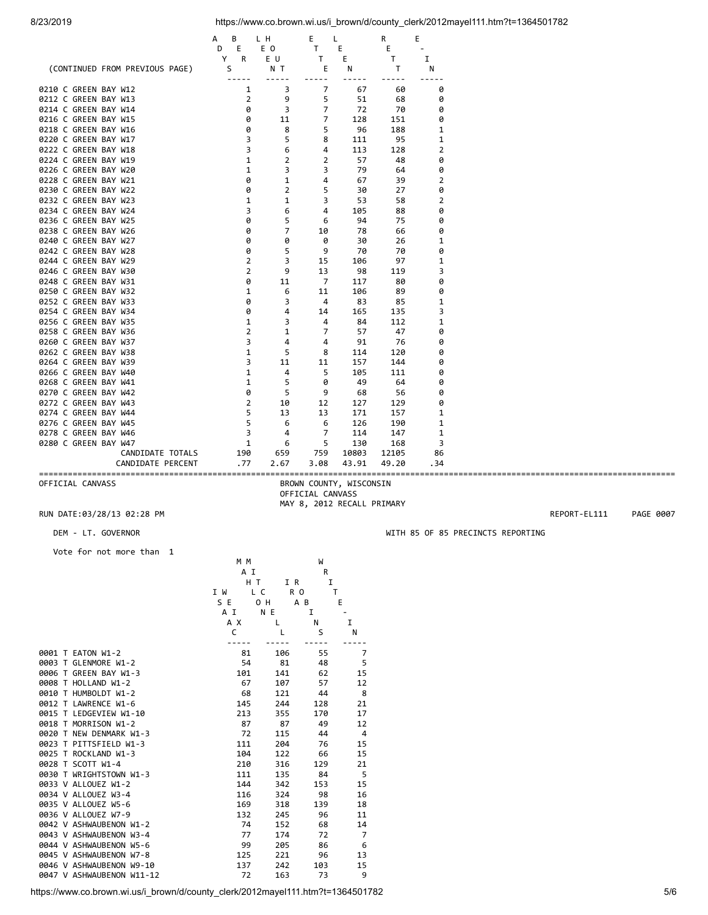| (CONTINUED FROM PREVIOUS PAGE) | ADAYS BRER | LHEO EUNT | ETTE | LEEN | RETT | E-IN |
|---|---|---|---|---|---|---|
| 0210 C GREEN BAY W12 | 1 | 3 | 7 | 67 | 60 | 0 |
| 0212 C GREEN BAY W13 | 2 | 9 | 5 | 51 | 68 | 0 |
| 0214 C GREEN BAY W14 | 0 | 3 | 7 | 72 | 70 | 0 |
| 0216 C GREEN BAY W15 | 0 | 11 | 7 | 128 | 151 | 0 |
| 0218 C GREEN BAY W16 | 0 | 8 | 5 | 96 | 188 | 1 |
| 0220 C GREEN BAY W17 | 3 | 5 | 8 | 111 | 95 | 1 |
| 0222 C GREEN BAY W18 | 3 | 6 | 4 | 113 | 128 | 2 |
| 0224 C GREEN BAY W19 | 1 | 2 | 2 | 57 | 48 | 0 |
| 0226 C GREEN BAY W20 | 1 | 3 | 3 | 79 | 64 | 0 |
| 0228 C GREEN BAY W21 | 0 | 1 | 4 | 67 | 39 | 2 |
| 0230 C GREEN BAY W22 | 0 | 2 | 5 | 30 | 27 | 0 |
| 0232 C GREEN BAY W23 | 1 | 1 | 3 | 53 | 58 | 2 |
| 0234 C GREEN BAY W24 | 3 | 6 | 4 | 105 | 88 | 0 |
| 0236 C GREEN BAY W25 | 0 | 5 | 6 | 94 | 75 | 0 |
| 0238 C GREEN BAY W26 | 0 | 7 | 10 | 78 | 66 | 0 |
| 0240 C GREEN BAY W27 | 0 | 0 | 0 | 30 | 26 | 1 |
| 0242 C GREEN BAY W28 | 0 | 5 | 9 | 70 | 70 | 0 |
| 0244 C GREEN BAY W29 | 2 | 3 | 15 | 106 | 97 | 1 |
| 0246 C GREEN BAY W30 | 2 | 9 | 13 | 98 | 119 | 3 |
| 0248 C GREEN BAY W31 | 0 | 11 | 7 | 117 | 80 | 0 |
| 0250 C GREEN BAY W32 | 1 | 6 | 11 | 106 | 89 | 0 |
| 0252 C GREEN BAY W33 | 0 | 3 | 4 | 83 | 85 | 1 |
| 0254 C GREEN BAY W34 | 0 | 4 | 14 | 165 | 135 | 3 |
| 0256 C GREEN BAY W35 | 1 | 3 | 4 | 84 | 112 | 1 |
| 0258 C GREEN BAY W36 | 2 | 1 | 7 | 57 | 47 | 0 |
| 0260 C GREEN BAY W37 | 3 | 4 | 4 | 91 | 76 | 0 |
| 0262 C GREEN BAY W38 | 1 | 5 | 8 | 114 | 120 | 0 |
| 0264 C GREEN BAY W39 | 3 | 11 | 11 | 157 | 144 | 0 |
| 0266 C GREEN BAY W40 | 1 | 4 | 5 | 105 | 111 | 0 |
| 0268 C GREEN BAY W41 | 1 | 5 | 0 | 49 | 64 | 0 |
| 0270 C GREEN BAY W42 | 0 | 5 | 9 | 68 | 56 | 0 |
| 0272 C GREEN BAY W43 | 2 | 10 | 12 | 127 | 129 | 0 |
| 0274 C GREEN BAY W44 | 5 | 13 | 13 | 171 | 157 | 1 |
| 0276 C GREEN BAY W45 | 5 | 6 | 6 | 126 | 190 | 1 |
| 0278 C GREEN BAY W46 | 3 | 4 | 7 | 114 | 147 | 1 |
| 0280 C GREEN BAY W47 | 1 | 6 | 5 | 130 | 168 | 3 |
| CANDIDATE TOTALS | 190 | 659 | 759 | 10803 | 12105 | 86 |
| CANDIDATE PERCENT | .77 | 2.67 | 3.08 | 43.91 | 49.20 | .34 |

OFFICIAL CANVASS

BROWN COUNTY, WISCONSIN
OFFICIAL CANVASS
MAY 8, 2012 RECALL PRIMARY

RUN DATE:03/28/13 02:28 PM — REPORT-EL111 — PAGE 0007

DEM - LT. GOVERNOR — WITH 85 OF 85 PRECINCTS REPORTING

Vote for not more than 1

| | ISEAIAXC WE I X | MAHTLC OHNEL L MI | IRRO AB I N S | WRIT E- IN |
|---|---|---|---|---|
| 0001 T EATON W1-2 | 81 | 106 | 55 | 7 |
| 0003 T GLENMORE W1-2 | 54 | 81 | 48 | 5 |
| 0006 T GREEN BAY W1-3 | 101 | 141 | 62 | 15 |
| 0008 T HOLLAND W1-2 | 67 | 107 | 57 | 12 |
| 0010 T HUMBOLDT W1-2 | 68 | 121 | 44 | 8 |
| 0012 T LAWRENCE W1-6 | 145 | 244 | 128 | 21 |
| 0015 T LEDGEVIEW W1-10 | 213 | 355 | 170 | 17 |
| 0018 T MORRISON W1-2 | 87 | 87 | 49 | 12 |
| 0020 T NEW DENMARK W1-3 | 72 | 115 | 44 | 4 |
| 0023 T PITTSFIELD W1-3 | 111 | 204 | 76 | 15 |
| 0025 T ROCKLAND W1-3 | 104 | 122 | 66 | 15 |
| 0028 T SCOTT W1-4 | 210 | 316 | 129 | 21 |
| 0030 T WRIGHTSTOWN W1-3 | 111 | 135 | 84 | 5 |
| 0033 V ALLOUEZ W1-2 | 144 | 342 | 153 | 15 |
| 0034 V ALLOUEZ W3-4 | 116 | 324 | 98 | 16 |
| 0035 V ALLOUEZ W5-6 | 169 | 318 | 139 | 18 |
| 0036 V ALLOUEZ W7-9 | 132 | 245 | 96 | 11 |
| 0042 V ASHWAUBENON W1-2 | 74 | 152 | 68 | 14 |
| 0043 V ASHWAUBENON W3-4 | 77 | 174 | 72 | 7 |
| 0044 V ASHWAUBENON W5-6 | 99 | 205 | 86 | 6 |
| 0045 V ASHWAUBENON W7-8 | 125 | 221 | 96 | 13 |
| 0046 V ASHWAUBENON W9-10 | 137 | 242 | 103 | 15 |
| 0047 V ASHWAUBENON W11-12 | 72 | 163 | 73 | 9 |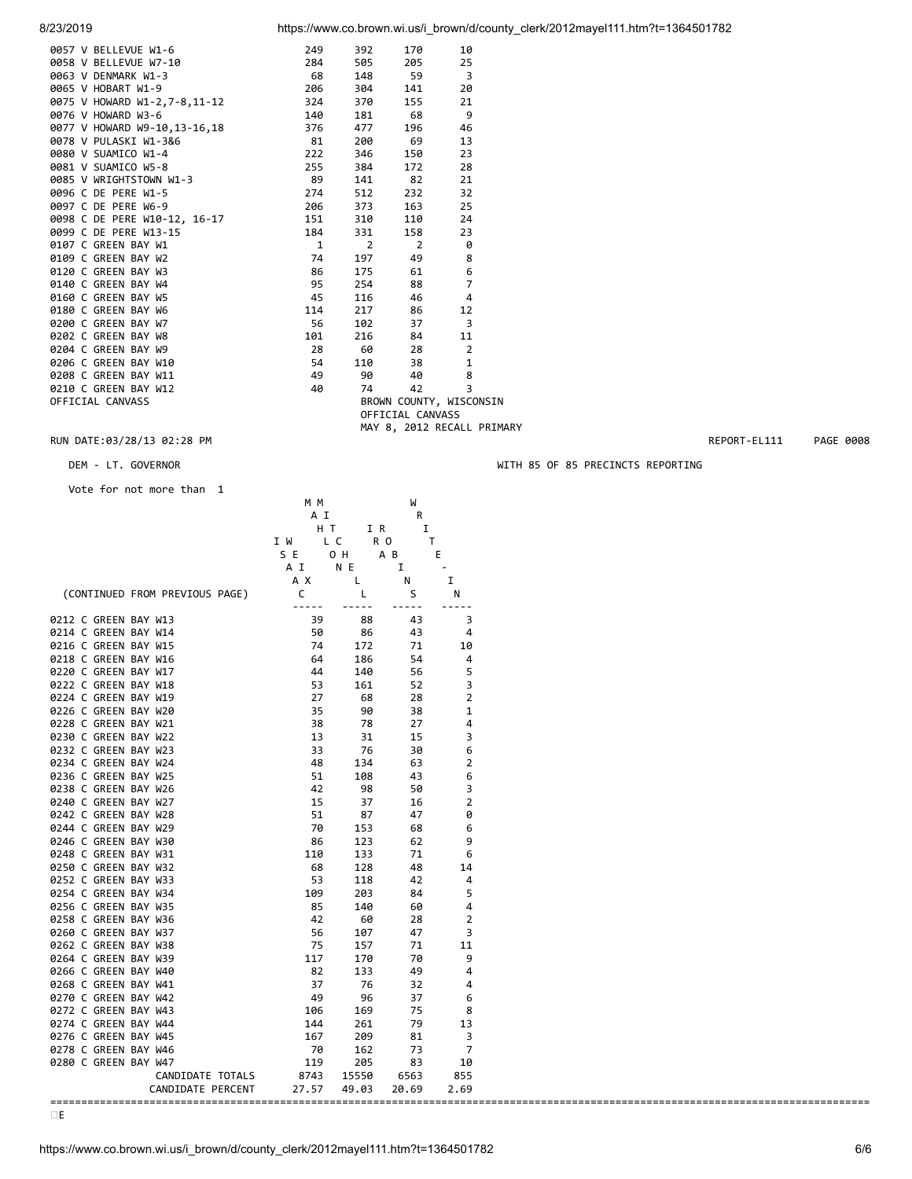| | | | | |
|---|---|---|---|---|
| 0057 V BELLEVUE W1-6 | 249 | 392 | 170 | 10 |
| 0058 V BELLEVUE W7-10 | 284 | 505 | 205 | 25 |
| 0063 V DENMARK W1-3 | 68 | 148 | 59 | 3 |
| 0065 V HOBART W1-9 | 206 | 304 | 141 | 20 |
| 0075 V HOWARD W1-2,7-8,11-12 | 324 | 370 | 155 | 21 |
| 0076 V HOWARD W3-6 | 140 | 181 | 68 | 9 |
| 0077 V HOWARD W9-10,13-16,18 | 376 | 477 | 196 | 46 |
| 0078 V PULASKI W1-3&6 | 81 | 200 | 69 | 13 |
| 0080 V SUAMICO W1-4 | 222 | 346 | 150 | 23 |
| 0081 V SUAMICO W5-8 | 255 | 384 | 172 | 28 |
| 0085 V WRIGHTSTOWN W1-3 | 89 | 141 | 82 | 21 |
| 0096 C DE PERE W1-5 | 274 | 512 | 232 | 32 |
| 0097 C DE PERE W6-9 | 206 | 373 | 163 | 25 |
| 0098 C DE PERE W10-12, 16-17 | 151 | 310 | 110 | 24 |
| 0099 C DE PERE W13-15 | 184 | 331 | 158 | 23 |
| 0107 C GREEN BAY W1 | 1 | 2 | 2 | 0 |
| 0109 C GREEN BAY W2 | 74 | 197 | 49 | 8 |
| 0120 C GREEN BAY W3 | 86 | 175 | 61 | 6 |
| 0140 C GREEN BAY W4 | 95 | 254 | 88 | 7 |
| 0160 C GREEN BAY W5 | 45 | 116 | 46 | 4 |
| 0180 C GREEN BAY W6 | 114 | 217 | 86 | 12 |
| 0200 C GREEN BAY W7 | 56 | 102 | 37 | 3 |
| 0202 C GREEN BAY W8 | 101 | 216 | 84 | 11 |
| 0204 C GREEN BAY W9 | 28 | 60 | 28 | 2 |
| 0206 C GREEN BAY W10 | 54 | 110 | 38 | 1 |
| 0208 C GREEN BAY W11 | 49 | 90 | 40 | 8 |
| 0210 C GREEN BAY W12 | 40 | 74 | 42 | 3 |

OFFICIAL CANVASS

BROWN COUNTY, WISCONSIN
OFFICIAL CANVASS
MAY 8, 2012 RECALL PRIMARY

RUN DATE:03/28/13 02:28 PM REPORT-EL111 PAGE 0008

DEM - LT. GOVERNOR WITH 85 OF 85 PRECINCTS REPORTING

Vote for not more than 1

| (CONTINUED FROM PREVIOUS PAGE) | ISAIAH WAXE C | MAHLON MITCHELL | IRA ROBINS | WRITE-IN |
|---|---|---|---|---|
| 0212 C GREEN BAY W13 | 39 | 88 | 43 | 3 |
| 0214 C GREEN BAY W14 | 50 | 86 | 43 | 4 |
| 0216 C GREEN BAY W15 | 74 | 172 | 71 | 10 |
| 0218 C GREEN BAY W16 | 64 | 186 | 54 | 4 |
| 0220 C GREEN BAY W17 | 44 | 140 | 56 | 5 |
| 0222 C GREEN BAY W18 | 53 | 161 | 52 | 3 |
| 0224 C GREEN BAY W19 | 27 | 68 | 28 | 2 |
| 0226 C GREEN BAY W20 | 35 | 90 | 38 | 1 |
| 0228 C GREEN BAY W21 | 38 | 78 | 27 | 4 |
| 0230 C GREEN BAY W22 | 13 | 31 | 15 | 3 |
| 0232 C GREEN BAY W23 | 33 | 76 | 30 | 6 |
| 0234 C GREEN BAY W24 | 48 | 134 | 63 | 2 |
| 0236 C GREEN BAY W25 | 51 | 108 | 43 | 6 |
| 0238 C GREEN BAY W26 | 42 | 98 | 50 | 3 |
| 0240 C GREEN BAY W27 | 15 | 37 | 16 | 2 |
| 0242 C GREEN BAY W28 | 51 | 87 | 47 | 0 |
| 0244 C GREEN BAY W29 | 70 | 153 | 68 | 6 |
| 0246 C GREEN BAY W30 | 86 | 123 | 62 | 9 |
| 0248 C GREEN BAY W31 | 110 | 133 | 71 | 6 |
| 0250 C GREEN BAY W32 | 68 | 128 | 48 | 14 |
| 0252 C GREEN BAY W33 | 53 | 118 | 42 | 4 |
| 0254 C GREEN BAY W34 | 109 | 203 | 84 | 5 |
| 0256 C GREEN BAY W35 | 85 | 140 | 60 | 4 |
| 0258 C GREEN BAY W36 | 42 | 60 | 28 | 2 |
| 0260 C GREEN BAY W37 | 56 | 107 | 47 | 3 |
| 0262 C GREEN BAY W38 | 75 | 157 | 71 | 11 |
| 0264 C GREEN BAY W39 | 117 | 170 | 70 | 9 |
| 0266 C GREEN BAY W40 | 82 | 133 | 49 | 4 |
| 0268 C GREEN BAY W41 | 37 | 76 | 32 | 4 |
| 0270 C GREEN BAY W42 | 49 | 96 | 37 | 6 |
| 0272 C GREEN BAY W43 | 106 | 169 | 75 | 8 |
| 0274 C GREEN BAY W44 | 144 | 261 | 79 | 13 |
| 0276 C GREEN BAY W45 | 167 | 209 | 81 | 3 |
| 0278 C GREEN BAY W46 | 70 | 162 | 73 | 7 |
| 0280 C GREEN BAY W47 | 119 | 205 | 83 | 10 |
| CANDIDATE TOTALS | 8743 | 15550 | 6563 | 855 |
| CANDIDATE PERCENT | 27.57 | 49.03 | 20.69 | 2.69 |